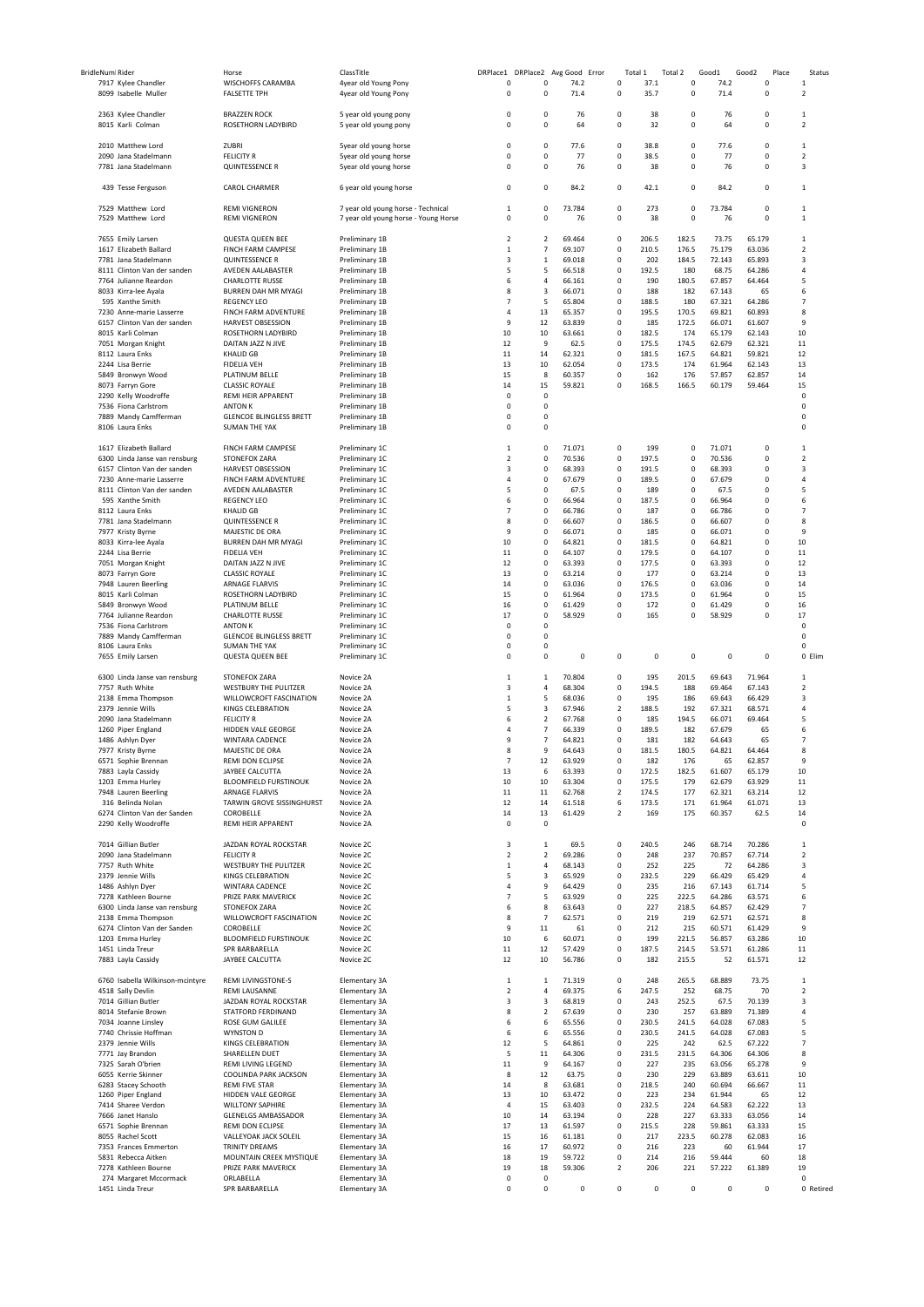| BridleNum | Rider | Horse | ClassTitle | DRPlace1 | DRPlace2 | Avg Good | Error | Total 1 | Total 2 | Good1 | Good2 | Place | Status |
|---|---|---|---|---|---|---|---|---|---|---|---|---|---|
| 7917 | Kylee Chandler | WISCHOFFS CARAMBA | 4year old Young Pony | 0 | 0 | 74.2 | 0 | 37.1 | 0 | 74.2 | 0 | 1 | |
| 8099 | Isabelle Muller | FALSETTE TPH | 4year old Young Pony | 0 | 0 | 71.4 | 0 | 35.7 | 0 | 71.4 | 0 | 2 | |
| | | | | | | | | | | | | | |
| 2363 | Kylee Chandler | BRAZZEN ROCK | 5 year old young pony | 0 | 0 | 76 | 0 | 38 | 0 | 76 | 0 | 1 | |
| 8015 | Karli Colman | ROSETHORN LADYBIRD | 5 year old young pony | 0 | 0 | 64 | 0 | 32 | 0 | 64 | 0 | 2 | |
| | | | | | | | | | | | | | |
| 2010 | Matthew Lord | ZUBRI | 5year old young horse | 0 | 0 | 77.6 | 0 | 38.8 | 0 | 77.6 | 0 | 1 | |
| 2090 | Jana Stadelmann | FELICITY R | 5year old young horse | 0 | 0 | 77 | 0 | 38.5 | 0 | 77 | 0 | 2 | |
| 7781 | Jana Stadelmann | QUINTESSENCE R | 5year old young horse | 0 | 0 | 76 | 0 | 38 | 0 | 76 | 0 | 3 | |
| | | | | | | | | | | | | | |
| 439 | Tesse Ferguson | CAROL CHARMER | 6 year old young horse | 0 | 0 | 84.2 | 0 | 42.1 | 0 | 84.2 | 0 | 1 | |
| | | | | | | | | | | | | | |
| 7529 | Matthew Lord | REMI VIGNERON | 7 year old young horse - Technical | 1 | 0 | 73.784 | 0 | 273 | 0 | 73.784 | 0 | 1 | |
| 7529 | Matthew Lord | REMI VIGNERON | 7 year old young horse - Young Horse | 0 | 0 | 76 | 0 | 38 | 0 | 76 | 0 | 1 | |
| | | | | | | | | | | | | | |
| 7655 | Emily Larsen | QUESTA QUEEN BEE | Preliminary 1B | 2 | 2 | 69.464 | 0 | 206.5 | 182.5 | 73.75 | 65.179 | 1 | |
| 1617 | Elizabeth Ballard | FINCH FARM CAMPESE | Preliminary 1B | 1 | 7 | 69.107 | 0 | 210.5 | 176.5 | 75.179 | 63.036 | 2 | |
| 7781 | Jana Stadelmann | QUINTESSENCE R | Preliminary 1B | 3 | 1 | 69.018 | 0 | 202 | 184.5 | 72.143 | 65.893 | 3 | |
| 8111 | Clinton Van der sanden | AVEDEN AALABASTER | Preliminary 1B | 5 | 5 | 66.518 | 0 | 192.5 | 180 | 68.75 | 64.286 | 4 | |
| 7764 | Julianne Reardon | CHARLOTTE RUSSE | Preliminary 1B | 6 | 4 | 66.161 | 0 | 190 | 180.5 | 67.857 | 64.464 | 5 | |
| 8033 | Kirra-lee Ayala | BURREN DAH MR MYAGI | Preliminary 1B | 8 | 3 | 66.071 | 0 | 188 | 182 | 67.143 | 65 | 6 | |
| 595 | Xanthe Smith | REGENCY LEO | Preliminary 1B | 7 | 5 | 65.804 | 0 | 188.5 | 180 | 67.321 | 64.286 | 7 | |
| 7230 | Anne-marie Lasserre | FINCH FARM ADVENTURE | Preliminary 1B | 4 | 13 | 65.357 | 0 | 195.5 | 170.5 | 69.821 | 60.893 | 8 | |
| 6157 | Clinton Van der sanden | HARVEST OBSESSION | Preliminary 1B | 9 | 12 | 63.839 | 0 | 185 | 172.5 | 66.071 | 61.607 | 9 | |
| 8015 | Karli Colman | ROSETHORN LADYBIRD | Preliminary 1B | 10 | 10 | 63.661 | 0 | 182.5 | 174 | 65.179 | 62.143 | 10 | |
| 7051 | Morgan Knight | DAITAN JAZZ N JIVE | Preliminary 1B | 12 | 9 | 62.5 | 0 | 175.5 | 174.5 | 62.679 | 62.321 | 11 | |
| 8112 | Laura Enks | KHALID GB | Preliminary 1B | 11 | 14 | 62.321 | 0 | 181.5 | 167.5 | 64.821 | 59.821 | 12 | |
| 2244 | Lisa Berrie | FIDELIA VEH | Preliminary 1B | 13 | 10 | 62.054 | 0 | 173.5 | 174 | 61.964 | 62.143 | 13 | |
| 5849 | Bronwyn Wood | PLATINUM BELLE | Preliminary 1B | 15 | 8 | 60.357 | 0 | 162 | 176 | 57.857 | 62.857 | 14 | |
| 8073 | Farryn Gore | CLASSIC ROYALE | Preliminary 1B | 14 | 15 | 59.821 | 0 | 168.5 | 166.5 | 60.179 | 59.464 | 15 | |
| 2290 | Kelly Woodroffe | REMI HEIR APPARENT | Preliminary 1B | 0 | 0 | | | | | | | 0 | |
| 7536 | Fiona Carlstrom | ANTON K | Preliminary 1B | 0 | 0 | | | | | | | 0 | |
| 7889 | Mandy Camfferman | GLENCOE BLINGLESS BRETT | Preliminary 1B | 0 | 0 | | | | | | | 0 | |
| 8106 | Laura Enks | SUMAN THE YAK | Preliminary 1B | 0 | 0 | | | | | | | 0 | |
| | | | | | | | | | | | | | |
| 1617 | Elizabeth Ballard | FINCH FARM CAMPESE | Preliminary 1C | 1 | 0 | 71.071 | 0 | 199 | 0 | 71.071 | 0 | 1 | |
| 6300 | Linda Janse van rensburg | STONEFOX ZARA | Preliminary 1C | 2 | 0 | 70.536 | 0 | 197.5 | 0 | 70.536 | 0 | 2 | |
| 6157 | Clinton Van der sanden | HARVEST OBSESSION | Preliminary 1C | 3 | 0 | 68.393 | 0 | 191.5 | 0 | 68.393 | 0 | 3 | |
| 7230 | Anne-marie Lasserre | FINCH FARM ADVENTURE | Preliminary 1C | 4 | 0 | 67.679 | 0 | 189.5 | 0 | 67.679 | 0 | 4 | |
| 8111 | Clinton Van der sanden | AVEDEN AALABASTER | Preliminary 1C | 5 | 0 | 67.5 | 0 | 189 | 0 | 67.5 | 0 | 5 | |
| 595 | Xanthe Smith | REGENCY LEO | Preliminary 1C | 6 | 0 | 66.964 | 0 | 187.5 | 0 | 66.964 | 0 | 6 | |
| 8112 | Laura Enks | KHALID GB | Preliminary 1C | 7 | 0 | 66.786 | 0 | 187 | 0 | 66.786 | 0 | 7 | |
| 7781 | Jana Stadelmann | QUINTESSENCE R | Preliminary 1C | 8 | 0 | 66.607 | 0 | 186.5 | 0 | 66.607 | 0 | 8 | |
| 7977 | Kristy Byrne | MAJESTIC DE ORA | Preliminary 1C | 9 | 0 | 66.071 | 0 | 185 | 0 | 66.071 | 0 | 9 | |
| 8033 | Kirra-lee Ayala | BURREN DAH MR MYAGI | Preliminary 1C | 10 | 0 | 64.821 | 0 | 181.5 | 0 | 64.821 | 0 | 10 | |
| 2244 | Lisa Berrie | FIDELIA VEH | Preliminary 1C | 11 | 0 | 64.107 | 0 | 179.5 | 0 | 64.107 | 0 | 11 | |
| 7051 | Morgan Knight | DAITAN JAZZ N JIVE | Preliminary 1C | 12 | 0 | 63.393 | 0 | 177.5 | 0 | 63.393 | 0 | 12 | |
| 8073 | Farryn Gore | CLASSIC ROYALE | Preliminary 1C | 13 | 0 | 63.214 | 0 | 177 | 0 | 63.214 | 0 | 13 | |
| 7948 | Lauren Beerling | ARNAGE FLARVIS | Preliminary 1C | 14 | 0 | 63.036 | 0 | 176.5 | 0 | 63.036 | 0 | 14 | |
| 8015 | Karli Colman | ROSETHORN LADYBIRD | Preliminary 1C | 15 | 0 | 61.964 | 0 | 173.5 | 0 | 61.964 | 0 | 15 | |
| 5849 | Bronwyn Wood | PLATINUM BELLE | Preliminary 1C | 16 | 0 | 61.429 | 0 | 172 | 0 | 61.429 | 0 | 16 | |
| 7764 | Julianne Reardon | CHARLOTTE RUSSE | Preliminary 1C | 17 | 0 | 58.929 | 0 | 165 | 0 | 58.929 | 0 | 17 | |
| 7536 | Fiona Carlstrom | ANTON K | Preliminary 1C | 0 | 0 | | | | | | | 0 | |
| 7889 | Mandy Camfferman | GLENCOE BLINGLESS BRETT | Preliminary 1C | 0 | 0 | | | | | | | 0 | |
| 8106 | Laura Enks | SUMAN THE YAK | Preliminary 1C | 0 | 0 | | | | | | | 0 | |
| 7655 | Emily Larsen | QUESTA QUEEN BEE | Preliminary 1C | 0 | 0 | 0 | 0 | 0 | 0 | 0 | 0 | 0 | Elim |
| | | | | | | | | | | | | | |
| 6300 | Linda Janse van rensburg | STONEFOX ZARA | Novice 2A | 1 | 1 | 70.804 | 0 | 195 | 201.5 | 69.643 | 71.964 | 1 | |
| 7757 | Ruth White | WESTBURY THE PULITZER | Novice 2A | 3 | 4 | 68.304 | 0 | 194.5 | 188 | 69.464 | 67.143 | 2 | |
| 2138 | Emma Thompson | WILLOWCROFT FASCINATION | Novice 2A | 1 | 5 | 68.036 | 0 | 195 | 186 | 69.643 | 66.429 | 3 | |
| 2379 | Jennie Wills | KINGS CELEBRATION | Novice 2A | 5 | 3 | 67.946 | 2 | 188.5 | 192 | 67.321 | 68.571 | 4 | |
| 2090 | Jana Stadelmann | FELICITY R | Novice 2A | 6 | 2 | 67.768 | 0 | 185 | 194.5 | 66.071 | 69.464 | 5 | |
| 1260 | Piper England | HIDDEN VALE GEORGE | Novice 2A | 4 | 7 | 66.339 | 0 | 189.5 | 182 | 67.679 | 65 | 6 | |
| 1486 | Ashlyn Dyer | WINTARA CADENCE | Novice 2A | 9 | 7 | 64.821 | 0 | 181 | 182 | 64.643 | 65 | 7 | |
| 7977 | Kristy Byrne | MAJESTIC DE ORA | Novice 2A | 8 | 9 | 64.643 | 0 | 181.5 | 180.5 | 64.821 | 64.464 | 8 | |
| 6571 | Sophie Brennan | REMI DON ECLIPSE | Novice 2A | 7 | 12 | 63.929 | 0 | 182 | 176 | 65 | 62.857 | 9 | |
| 7883 | Layla Cassidy | JAYBEE CALCUTTA | Novice 2A | 13 | 6 | 63.393 | 0 | 172.5 | 182.5 | 61.607 | 65.179 | 10 | |
| 1203 | Emma Hurley | BLOOMFIELD FURSTINOUK | Novice 2A | 10 | 10 | 63.304 | 0 | 175.5 | 179 | 62.679 | 63.929 | 11 | |
| 7948 | Lauren Beerling | ARNAGE FLARVIS | Novice 2A | 11 | 11 | 62.768 | 2 | 174.5 | 177 | 62.321 | 63.214 | 12 | |
| 316 | Belinda Nolan | TARWIN GROVE SISSINGHURST | Novice 2A | 12 | 14 | 61.518 | 6 | 173.5 | 171 | 61.964 | 61.071 | 13 | |
| 6274 | Clinton Van der Sanden | COROBELLE | Novice 2A | 14 | 13 | 61.429 | 2 | 169 | 175 | 60.357 | 62.5 | 14 | |
| 2290 | Kelly Woodroffe | REMI HEIR APPARENT | Novice 2A | 0 | 0 | | | | | | | 0 | |
| | | | | | | | | | | | | | |
| 7014 | Gillian Butler | JAZDAN ROYAL ROCKSTAR | Novice 2C | 3 | 1 | 69.5 | 0 | 240.5 | 246 | 68.714 | 70.286 | 1 | |
| 2090 | Jana Stadelmann | FELICITY R | Novice 2C | 2 | 2 | 69.286 | 0 | 248 | 237 | 70.857 | 67.714 | 2 | |
| 7757 | Ruth White | WESTBURY THE PULITZER | Novice 2C | 1 | 4 | 68.143 | 0 | 252 | 225 | 72 | 64.286 | 3 | |
| 2379 | Jennie Wills | KINGS CELEBRATION | Novice 2C | 5 | 3 | 65.929 | 0 | 232.5 | 229 | 66.429 | 65.429 | 4 | |
| 1486 | Ashlyn Dyer | WINTARA CADENCE | Novice 2C | 4 | 9 | 64.429 | 0 | 235 | 216 | 67.143 | 61.714 | 5 | |
| 7278 | Kathleen Bourne | PRIZE PARK MAVERICK | Novice 2C | 7 | 5 | 63.929 | 0 | 225 | 222.5 | 64.286 | 63.571 | 6 | |
| 6300 | Linda Janse van rensburg | STONEFOX ZARA | Novice 2C | 6 | 8 | 63.643 | 0 | 227 | 218.5 | 64.857 | 62.429 | 7 | |
| 2138 | Emma Thompson | WILLOWCROFT FASCINATION | Novice 2C | 8 | 7 | 62.571 | 0 | 219 | 219 | 62.571 | 62.571 | 8 | |
| 6274 | Clinton Van der Sanden | COROBELLE | Novice 2C | 9 | 11 | 61 | 0 | 212 | 215 | 60.571 | 61.429 | 9 | |
| 1203 | Emma Hurley | BLOOMFIELD FURSTINOUK | Novice 2C | 10 | 6 | 60.071 | 0 | 199 | 221.5 | 56.857 | 63.286 | 10 | |
| 1451 | Linda Treur | SPR BARBARELLA | Novice 2C | 11 | 12 | 57.429 | 0 | 187.5 | 214.5 | 53.571 | 61.286 | 11 | |
| 7883 | Layla Cassidy | JAYBEE CALCUTTA | Novice 2C | 12 | 10 | 56.786 | 0 | 182 | 215.5 | 52 | 61.571 | 12 | |
| | | | | | | | | | | | | | |
| 6760 | Isabella Wilkinson-mcintyre | REMI LIVINGSTONE-S | Elementary 3A | 1 | 1 | 71.319 | 0 | 248 | 265.5 | 68.889 | 73.75 | 1 | |
| 4518 | Sally Devlin | REMI LAUSANNE | Elementary 3A | 2 | 4 | 69.375 | 6 | 247.5 | 252 | 68.75 | 70 | 2 | |
| 7014 | Gillian Butler | JAZDAN ROYAL ROCKSTAR | Elementary 3A | 3 | 3 | 68.819 | 0 | 243 | 252.5 | 67.5 | 70.139 | 3 | |
| 8014 | Stefanie Brown | STATFORD FERDINAND | Elementary 3A | 8 | 2 | 67.639 | 0 | 230 | 257 | 63.889 | 71.389 | 4 | |
| 7034 | Joanne Linsley | ROSE GUM GALILEE | Elementary 3A | 6 | 6 | 65.556 | 0 | 230.5 | 241.5 | 64.028 | 67.083 | 5 | |
| 7740 | Chrissie Hoffman | WYNSTON D | Elementary 3A | 6 | 6 | 65.556 | 0 | 230.5 | 241.5 | 64.028 | 67.083 | 5 | |
| 2379 | Jennie Wills | KINGS CELEBRATION | Elementary 3A | 12 | 5 | 64.861 | 0 | 225 | 242 | 62.5 | 67.222 | 7 | |
| 7771 | Jay Brandon | SHARELLEN DUET | Elementary 3A | 5 | 11 | 64.306 | 0 | 231.5 | 231.5 | 64.306 | 64.306 | 8 | |
| 7325 | Sarah O'brien | REMI LIVING LEGEND | Elementary 3A | 11 | 9 | 64.167 | 0 | 227 | 235 | 63.056 | 65.278 | 9 | |
| 6055 | Kerrie Skinner | COOLINDA PARK JACKSON | Elementary 3A | 8 | 12 | 63.75 | 0 | 230 | 229 | 63.889 | 63.611 | 10 | |
| 6283 | Stacey Schooth | REMI FIVE STAR | Elementary 3A | 14 | 8 | 63.681 | 0 | 218.5 | 240 | 60.694 | 66.667 | 11 | |
| 1260 | Piper England | HIDDEN VALE GEORGE | Elementary 3A | 13 | 10 | 63.472 | 0 | 223 | 234 | 61.944 | 65 | 12 | |
| 7414 | Sharee Verdon | WILLTONY SAPHIRE | Elementary 3A | 4 | 15 | 63.403 | 0 | 232.5 | 224 | 64.583 | 62.222 | 13 | |
| 7666 | Janet Hanslo | GLENELGS AMBASSADOR | Elementary 3A | 10 | 14 | 63.194 | 0 | 228 | 227 | 63.333 | 63.056 | 14 | |
| 6571 | Sophie Brennan | REMI DON ECLIPSE | Elementary 3A | 17 | 13 | 61.597 | 0 | 215.5 | 228 | 59.861 | 63.333 | 15 | |
| 8055 | Rachel Scott | VALLEYOAK JACK SOLEIL | Elementary 3A | 15 | 16 | 61.181 | 0 | 217 | 223.5 | 60.278 | 62.083 | 16 | |
| 7353 | Frances Emmerton | TRINITY DREAMS | Elementary 3A | 16 | 17 | 60.972 | 0 | 216 | 223 | 60 | 61.944 | 17 | |
| 5831 | Rebecca Aitken | MOUNTAIN CREEK MYSTIQUE | Elementary 3A | 18 | 19 | 59.722 | 0 | 214 | 216 | 59.444 | 60 | 18 | |
| 7278 | Kathleen Bourne | PRIZE PARK MAVERICK | Elementary 3A | 19 | 18 | 59.306 | 2 | 206 | 221 | 57.222 | 61.389 | 19 | |
| 274 | Margaret Mccormack | ORLABELLA | Elementary 3A | 0 | 0 | | | | | | | 0 | |
| 1451 | Linda Treur | SPR BARBARELLA | Elementary 3A | 0 | 0 | 0 | 0 | 0 | 0 | 0 | 0 | 0 | Retired |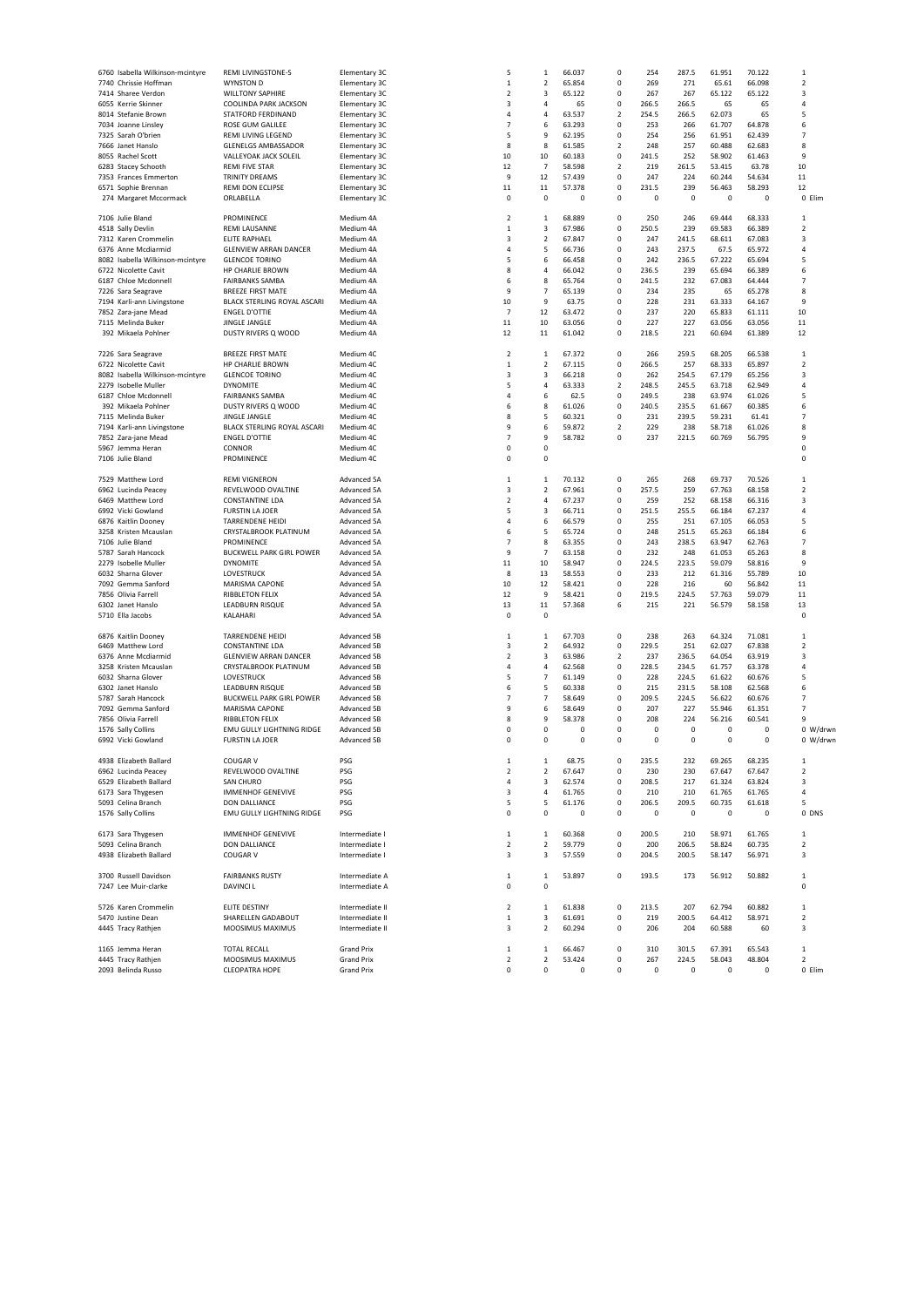| | | | | | | | | | | | | |
|---|---|---|---|---|---|---|---|---|---|---|---|---|
| 6760 Isabella Wilkinson-mcintyre | REMI LIVINGSTONE-S | Elementary 3C | 5 | 1 | 66.037 | 0 | 254 | 287.5 | 61.951 | 70.122 | 1 | |
| 7740 Chrissie Hoffman | WYNSTON D | Elementary 3C | 1 | 2 | 65.854 | 0 | 269 | 271 | 65.61 | 66.098 | 2 | |
| 7414 Sharee Verdon | WILLTONY SAPHIRE | Elementary 3C | 2 | 3 | 65.122 | 0 | 267 | 267 | 65.122 | 65.122 | 3 | |
| 6055 Kerrie Skinner | COOLINDA PARK JACKSON | Elementary 3C | 3 | 4 | 65 | 0 | 266.5 | 266.5 | 65 | 65 | 4 | |
| 8014 Stefanie Brown | STATFORD FERDINAND | Elementary 3C | 4 | 4 | 63.537 | 2 | 254.5 | 266.5 | 62.073 | 65 | 5 | |
| 7034 Joanne Linsley | ROSE GUM GALILEE | Elementary 3C | 7 | 6 | 63.293 | 0 | 253 | 266 | 61.707 | 64.878 | 6 | |
| 7325 Sarah O'brien | REMI LIVING LEGEND | Elementary 3C | 5 | 9 | 62.195 | 0 | 254 | 256 | 61.951 | 62.439 | 7 | |
| 7666 Janet Hanslo | GLENELGS AMBASSADOR | Elementary 3C | 8 | 8 | 61.585 | 2 | 248 | 257 | 60.488 | 62.683 | 8 | |
| 8055 Rachel Scott | VALLEYOAK JACK SOLEIL | Elementary 3C | 10 | 10 | 60.183 | 0 | 241.5 | 252 | 58.902 | 61.463 | 9 | |
| 6283 Stacey Schooth | REMI FIVE STAR | Elementary 3C | 12 | 7 | 58.598 | 2 | 219 | 261.5 | 53.415 | 63.78 | 10 | |
| 7353 Frances Emmerton | TRINITY DREAMS | Elementary 3C | 9 | 12 | 57.439 | 0 | 247 | 224 | 60.244 | 54.634 | 11 | |
| 6571 Sophie Brennan | REMI DON ECLIPSE | Elementary 3C | 11 | 11 | 57.378 | 0 | 231.5 | 239 | 56.463 | 58.293 | 12 | |
| 274 Margaret Mccormack | ORLABELLA | Elementary 3C | 0 | 0 | 0 | 0 | 0 | 0 | 0 | 0 | 0 | Elim |
| 7106 Julie Bland | PROMINENCE | Medium 4A | 2 | 1 | 68.889 | 0 | 250 | 246 | 69.444 | 68.333 | 1 | |
| 4518 Sally Devlin | REMI LAUSANNE | Medium 4A | 1 | 3 | 67.986 | 0 | 250.5 | 239 | 69.583 | 66.389 | 2 | |
| 7312 Karen Crommelin | ELITE RAPHAEL | Medium 4A | 3 | 2 | 67.847 | 0 | 247 | 241.5 | 68.611 | 67.083 | 3 | |
| 6376 Anne Mcdiarmid | GLENVIEW ARRAN DANCER | Medium 4A | 4 | 5 | 66.736 | 0 | 243 | 237.5 | 67.5 | 65.972 | 4 | |
| 8082 Isabella Wilkinson-mcintyre | GLENCOE TORINO | Medium 4A | 5 | 6 | 66.458 | 0 | 242 | 236.5 | 67.222 | 65.694 | 5 | |
| 6722 Nicolette Cavit | HP CHARLIE BROWN | Medium 4A | 8 | 4 | 66.042 | 0 | 236.5 | 239 | 65.694 | 66.389 | 6 | |
| 6187 Chloe Mcdonnell | FAIRBANKS SAMBA | Medium 4A | 6 | 8 | 65.764 | 0 | 241.5 | 232 | 67.083 | 64.444 | 7 | |
| 7226 Sara Seagrave | BREEZE FIRST MATE | Medium 4A | 9 | 7 | 65.139 | 0 | 234 | 235 | 65 | 65.278 | 8 | |
| 7194 Karli-ann Livingstone | BLACK STERLING ROYAL ASCARI | Medium 4A | 10 | 9 | 63.75 | 0 | 228 | 231 | 63.333 | 64.167 | 9 | |
| 7852 Zara-jane Mead | ENGEL D'OTTIE | Medium 4A | 7 | 12 | 63.472 | 0 | 237 | 220 | 65.833 | 61.111 | 10 | |
| 7115 Melinda Buker | JINGLE JANGLE | Medium 4A | 11 | 10 | 63.056 | 0 | 227 | 227 | 63.056 | 63.056 | 11 | |
| 392 Mikaela Pohlner | DUSTY RIVERS Q WOOD | Medium 4A | 12 | 11 | 61.042 | 0 | 218.5 | 221 | 60.694 | 61.389 | 12 | |
| 7226 Sara Seagrave | BREEZE FIRST MATE | Medium 4C | 2 | 1 | 67.372 | 0 | 266 | 259.5 | 68.205 | 66.538 | 1 | |
| 6722 Nicolette Cavit | HP CHARLIE BROWN | Medium 4C | 1 | 2 | 67.115 | 0 | 266.5 | 257 | 68.333 | 65.897 | 2 | |
| 8082 Isabella Wilkinson-mcintyre | GLENCOE TORINO | Medium 4C | 3 | 3 | 66.218 | 0 | 262 | 254.5 | 67.179 | 65.256 | 3 | |
| 2279 Isobelle Muller | DYNOMITE | Medium 4C | 5 | 4 | 63.333 | 2 | 248.5 | 245.5 | 63.718 | 62.949 | 4 | |
| 6187 Chloe Mcdonnell | FAIRBANKS SAMBA | Medium 4C | 4 | 6 | 62.5 | 0 | 249.5 | 238 | 63.974 | 61.026 | 5 | |
| 392 Mikaela Pohlner | DUSTY RIVERS Q WOOD | Medium 4C | 6 | 8 | 61.026 | 0 | 240.5 | 235.5 | 61.667 | 60.385 | 6 | |
| 7115 Melinda Buker | JINGLE JANGLE | Medium 4C | 8 | 5 | 60.321 | 0 | 231 | 239.5 | 59.231 | 61.41 | 7 | |
| 7194 Karli-ann Livingstone | BLACK STERLING ROYAL ASCARI | Medium 4C | 9 | 6 | 59.872 | 2 | 229 | 238 | 58.718 | 61.026 | 8 | |
| 7852 Zara-jane Mead | ENGEL D'OTTIE | Medium 4C | 7 | 9 | 58.782 | 0 | 237 | 221.5 | 60.769 | 56.795 | 9 | |
| 5967 Jemma Heran | CONNOR | Medium 4C | 0 | 0 | | | | | | | 0 | |
| 7106 Julie Bland | PROMINENCE | Medium 4C | 0 | 0 | | | | | | | 0 | |
| 7529 Matthew Lord | REMI VIGNERON | Advanced 5A | 1 | 1 | 70.132 | 0 | 265 | 268 | 69.737 | 70.526 | 1 | |
| 6962 Lucinda Peacey | REVELWOOD OVALTINE | Advanced 5A | 3 | 2 | 67.961 | 0 | 257.5 | 259 | 67.763 | 68.158 | 2 | |
| 6469 Matthew Lord | CONSTANTINE LDA | Advanced 5A | 2 | 4 | 67.237 | 0 | 259 | 252 | 68.158 | 66.316 | 3 | |
| 6992 Vicki Gowland | FURSTIN LA JOER | Advanced 5A | 5 | 3 | 66.711 | 0 | 251.5 | 255.5 | 66.184 | 67.237 | 4 | |
| 6876 Kaitlin Dooney | TARRENDENE HEIDI | Advanced 5A | 4 | 6 | 66.579 | 0 | 255 | 251 | 67.105 | 66.053 | 5 | |
| 3258 Kristen Mcauslan | CRYSTALBROOK PLATINUM | Advanced 5A | 6 | 5 | 65.724 | 0 | 248 | 251.5 | 65.263 | 66.184 | 6 | |
| 7106 Julie Bland | PROMINENCE | Advanced 5A | 7 | 8 | 63.355 | 0 | 243 | 238.5 | 63.947 | 62.763 | 7 | |
| 5787 Sarah Hancock | BUCKWELL PARK GIRL POWER | Advanced 5A | 9 | 7 | 63.158 | 0 | 232 | 248 | 61.053 | 65.263 | 8 | |
| 2279 Isobelle Muller | DYNOMITE | Advanced 5A | 11 | 10 | 58.947 | 0 | 224.5 | 223.5 | 59.079 | 58.816 | 9 | |
| 6032 Sharna Glover | LOVESTRUCK | Advanced 5A | 8 | 13 | 58.553 | 0 | 233 | 212 | 61.316 | 55.789 | 10 | |
| 7092 Gemma Sanford | MARISMA CAPONE | Advanced 5A | 10 | 12 | 58.421 | 0 | 228 | 216 | 60 | 56.842 | 11 | |
| 7856 Olivia Farrell | RIBBLETON FELIX | Advanced 5A | 12 | 9 | 58.421 | 0 | 219.5 | 224.5 | 57.763 | 59.079 | 11 | |
| 6302 Janet Hanslo | LEADBURN RISQUE | Advanced 5A | 13 | 11 | 57.368 | 6 | 215 | 221 | 56.579 | 58.158 | 13 | |
| 5710 Ella Jacobs | KALAHARI | Advanced 5A | 0 | 0 | | | | | | | 0 | |
| 6876 Kaitlin Dooney | TARRENDENE HEIDI | Advanced 5B | 1 | 1 | 67.703 | 0 | 238 | 263 | 64.324 | 71.081 | 1 | |
| 6469 Matthew Lord | CONSTANTINE LDA | Advanced 5B | 3 | 2 | 64.932 | 0 | 229.5 | 251 | 62.027 | 67.838 | 2 | |
| 6376 Anne Mcdiarmid | GLENVIEW ARRAN DANCER | Advanced 5B | 2 | 3 | 63.986 | 2 | 237 | 236.5 | 64.054 | 63.919 | 3 | |
| 3258 Kristen Mcauslan | CRYSTALBROOK PLATINUM | Advanced 5B | 4 | 4 | 62.568 | 0 | 228.5 | 234.5 | 61.757 | 63.378 | 4 | |
| 6032 Sharna Glover | LOVESTRUCK | Advanced 5B | 5 | 7 | 61.149 | 0 | 228 | 224.5 | 61.622 | 60.676 | 5 | |
| 6302 Janet Hanslo | LEADBURN RISQUE | Advanced 5B | 6 | 5 | 60.338 | 0 | 215 | 231.5 | 58.108 | 62.568 | 6 | |
| 5787 Sarah Hancock | BUCKWELL PARK GIRL POWER | Advanced 5B | 7 | 7 | 58.649 | 0 | 209.5 | 224.5 | 56.622 | 60.676 | 7 | |
| 7092 Gemma Sanford | MARISMA CAPONE | Advanced 5B | 9 | 6 | 58.649 | 0 | 207 | 227 | 55.946 | 61.351 | 7 | |
| 7856 Olivia Farrell | RIBBLETON FELIX | Advanced 5B | 8 | 9 | 58.378 | 0 | 208 | 224 | 56.216 | 60.541 | 9 | |
| 1576 Sally Collins | EMU GULLY LIGHTNING RIDGE | Advanced 5B | 0 | 0 | 0 | 0 | 0 | 0 | 0 | 0 | 0 | W/drwn |
| 6992 Vicki Gowland | FURSTIN LA JOER | Advanced 5B | 0 | 0 | 0 | 0 | 0 | 0 | 0 | 0 | 0 | W/drwn |
| 4938 Elizabeth Ballard | COUGAR V | PSG | 1 | 1 | 68.75 | 0 | 235.5 | 232 | 69.265 | 68.235 | 1 | |
| 6962 Lucinda Peacey | REVELWOOD OVALTINE | PSG | 2 | 2 | 67.647 | 0 | 230 | 230 | 67.647 | 67.647 | 2 | |
| 6529 Elizabeth Ballard | SAN CHURO | PSG | 4 | 3 | 62.574 | 0 | 208.5 | 217 | 61.324 | 63.824 | 3 | |
| 6173 Sara Thygesen | IMMENHOF GENEVIVE | PSG | 3 | 4 | 61.765 | 0 | 210 | 210 | 61.765 | 61.765 | 4 | |
| 5093 Celina Branch | DON DALLIANCE | PSG | 5 | 5 | 61.176 | 0 | 206.5 | 209.5 | 60.735 | 61.618 | 5 | |
| 1576 Sally Collins | EMU GULLY LIGHTNING RIDGE | PSG | 0 | 0 | 0 | 0 | 0 | 0 | 0 | 0 | 0 | DNS |
| 6173 Sara Thygesen | IMMENHOF GENEVIVE | Intermediate I | 1 | 1 | 60.368 | 0 | 200.5 | 210 | 58.971 | 61.765 | 1 | |
| 5093 Celina Branch | DON DALLIANCE | Intermediate I | 2 | 2 | 59.779 | 0 | 200 | 206.5 | 58.824 | 60.735 | 2 | |
| 4938 Elizabeth Ballard | COUGAR V | Intermediate I | 3 | 3 | 57.559 | 0 | 204.5 | 200.5 | 58.147 | 56.971 | 3 | |
| 3700 Russell Davidson | FAIRBANKS RUSTY | Intermediate A | 1 | 1 | 53.897 | 0 | 193.5 | 173 | 56.912 | 50.882 | 1 | |
| 7247 Lee Muir-clarke | DAVINCI L | Intermediate A | 0 | 0 | | | | | | | 0 | |
| 5726 Karen Crommelin | ELITE DESTINY | Intermediate II | 2 | 1 | 61.838 | 0 | 213.5 | 207 | 62.794 | 60.882 | 1 | |
| 5470 Justine Dean | SHARELLEN GADABOUT | Intermediate II | 1 | 3 | 61.691 | 0 | 219 | 200.5 | 64.412 | 58.971 | 2 | |
| 4445 Tracy Rathjen | MOOSIMUS MAXIMUS | Intermediate II | 3 | 2 | 60.294 | 0 | 206 | 204 | 60.588 | 60 | 3 | |
| 1165 Jemma Heran | TOTAL RECALL | Grand Prix | 1 | 1 | 66.467 | 0 | 310 | 301.5 | 67.391 | 65.543 | 1 | |
| 4445 Tracy Rathjen | MOOSIMUS MAXIMUS | Grand Prix | 2 | 2 | 53.424 | 0 | 267 | 224.5 | 58.043 | 48.804 | 2 | |
| 2093 Belinda Russo | CLEOPATRA HOPE | Grand Prix | 0 | 0 | 0 | 0 | 0 | 0 | 0 | 0 | 0 | Elim |